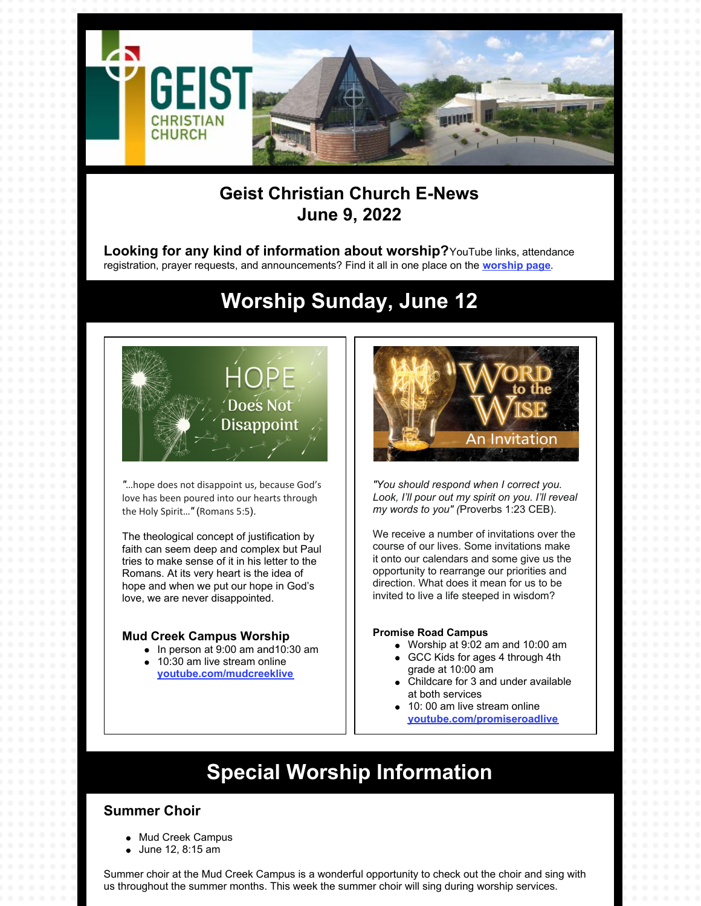# Geist Christian Church E-News
## June 9, 2022

**Looking for any kind of information about worship?** YouTube links, attendance registration, prayer requests, and announcements? Find it all in one place on the **worship page**.

# Worship Sunday, June 12

*"...hope does not disappoint us, because God's love has been poured into our hearts through the Holy Spirit..."* (Romans 5:5).

The theological concept of justification by faith can seem deep and complex but Paul tries to make sense of it in his letter to the Romans. At its very heart is the idea of hope and when we put our hope in God's love, we are never disappointed.

### Mud Creek Campus Worship

- In person at 9:00 am and10:30 am
- 10:30 am live stream online **youtube.com/mudcreeklive**

*"You should respond when I correct you. Look, I'll pour out my spirit on you. I'll reveal my words to you" (*Proverbs 1:23 CEB).

We receive a number of invitations over the course of our lives. Some invitations make it onto our calendars and some give us the opportunity to rearrange our priorities and direction. What does it mean for us to be invited to live a life steeped in wisdom?

**Promise Road Campus**

- Worship at 9:02 am and 10:00 am
- GCC Kids for ages 4 through 4th grade at 10:00 am
- Childcare for 3 and under available at both services
- 10: 00 am live stream online **youtube.com/promiseroadlive**

# Special Worship Information

### Summer Choir

- Mud Creek Campus
- June 12, 8:15 am

Summer choir at the Mud Creek Campus is a wonderful opportunity to check out the choir and sing with us throughout the summer months. This week the summer choir will sing during worship services.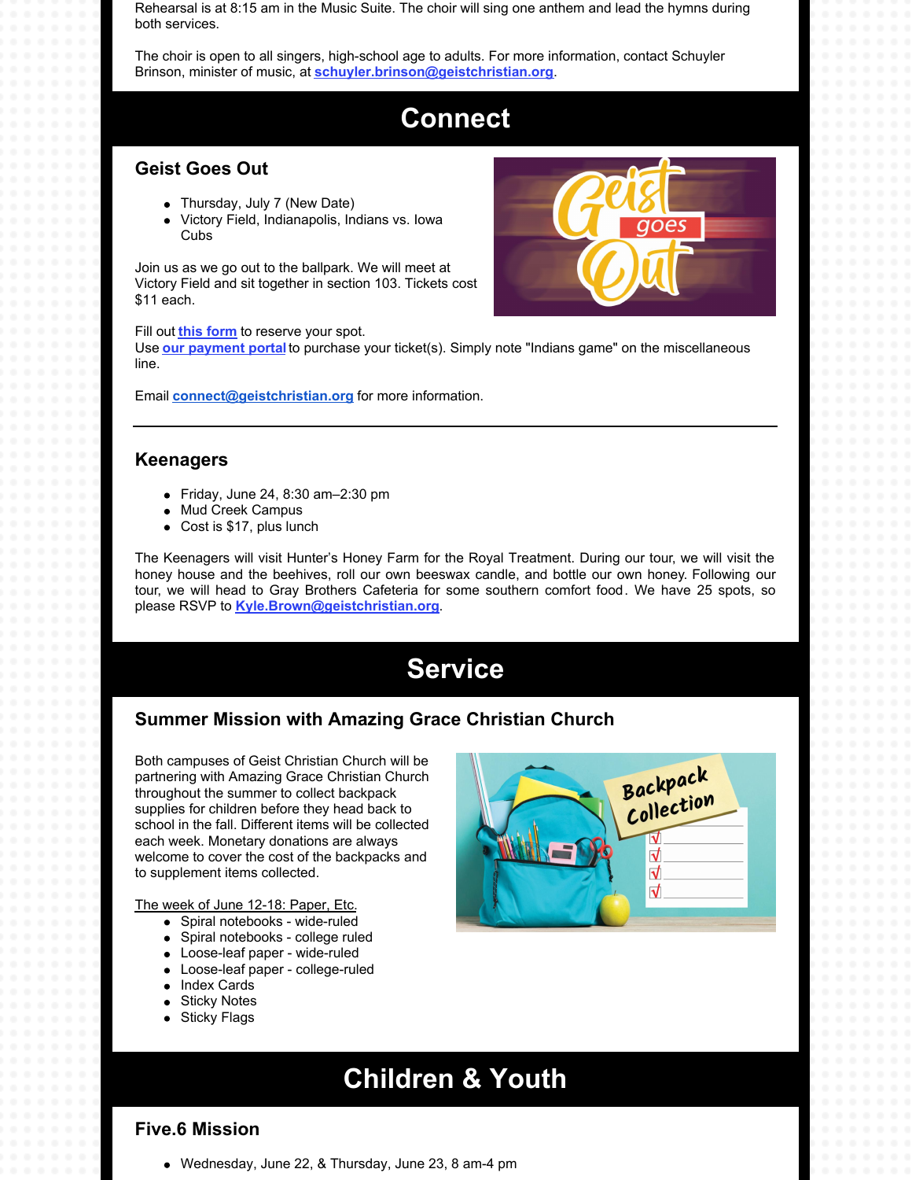Rehearsal is at 8:15 am in the Music Suite. The choir will sing one anthem and lead the hymns during both services.

The choir is open to all singers, high-school age to adults. For more information, contact Schuyler Brinson, minister of music, at **schuyler.brinson@geistchristian.org**.

# Connect

## Geist Goes Out

- Thursday, July 7 (New Date)
- Victory Field, Indianapolis, Indians vs. Iowa Cubs

Join us as we go out to the ballpark. We will meet at Victory Field and sit together in section 103. Tickets cost $11 each.

Fill out **this form** to reserve your spot.
Use **our payment portal** to purchase your ticket(s). Simply note "Indians game" on the miscellaneous line.

Email **connect@geistchristian.org** for more information.

---

## Keenagers

- Friday, June 24, 8:30 am–2:30 pm
- Mud Creek Campus
- Cost is $17, plus lunch

The Keenagers will visit Hunter's Honey Farm for the Royal Treatment. During our tour, we will visit the honey house and the beehives, roll our own beeswax candle, and bottle our own honey. Following our tour, we will head to Gray Brothers Cafeteria for some southern comfort food. We have 25 spots, so please RSVP to **Kyle.Brown@geistchristian.org**.

# Service

## Summer Mission with Amazing Grace Christian Church

Both campuses of Geist Christian Church will be partnering with Amazing Grace Christian Church throughout the summer to collect backpack supplies for children before they head back to school in the fall. Different items will be collected each week. Monetary donations are always welcome to cover the cost of the backpacks and to supplement items collected.

The week of June 12-18: Paper, Etc.

- Spiral notebooks - wide-ruled
- Spiral notebooks - college ruled
- Loose-leaf paper - wide-ruled
- Loose-leaf paper - college-ruled
- Index Cards
- Sticky Notes
- Sticky Flags

# Children & Youth

## Five.6 Mission

- Wednesday, June 22, & Thursday, June 23, 8 am-4 pm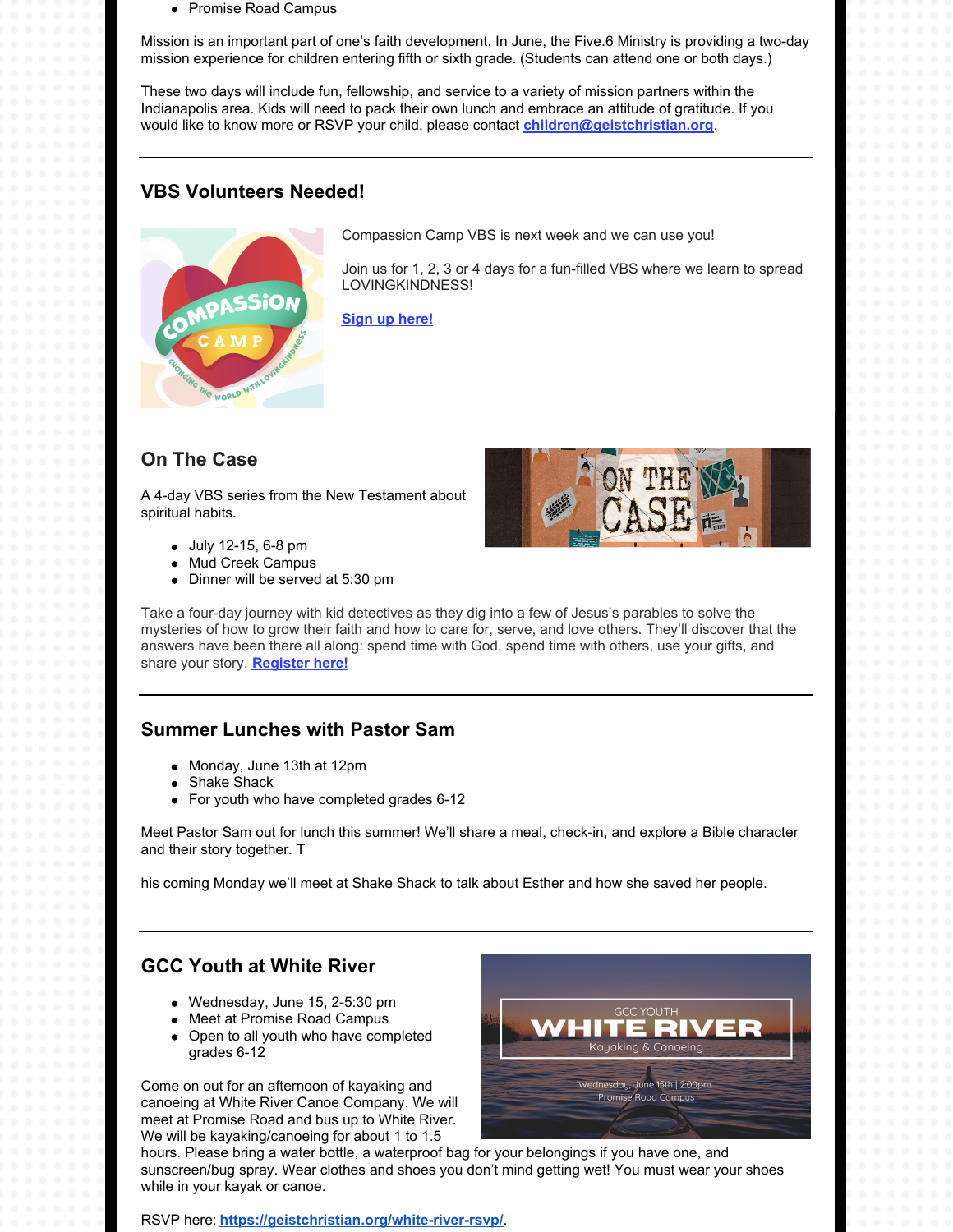- Promise Road Campus

Mission is an important part of one's faith development. In June, the Five.6 Ministry is providing a two-day mission experience for children entering fifth or sixth grade. (Students can attend one or both days.)

These two days will include fun, fellowship, and service to a variety of mission partners within the Indianapolis area. Kids will need to pack their own lunch and embrace an attitude of gratitude. If you would like to know more or RSVP your child, please contact **children@geistchristian.org**.

---

### VBS Volunteers Needed!

Compassion Camp VBS is next week and we can use you!

Join us for 1, 2, 3 or 4 days for a fun-filled VBS where we learn to spread LOVINGKINDNESS!

**Sign up here!**

---

### On The Case

A 4-day VBS series from the New Testament about spiritual habits.

- July 12-15, 6-8 pm
- Mud Creek Campus
- Dinner will be served at 5:30 pm

Take a four-day journey with kid detectives as they dig into a few of Jesus's parables to solve the mysteries of how to grow their faith and how to care for, serve, and love others. They'll discover that the answers have been there all along: spend time with God, spend time with others, use your gifts, and share your story. **Register here!**

---

### Summer Lunches with Pastor Sam

- Monday, June 13th at 12pm
- Shake Shack
- For youth who have completed grades 6-12

Meet Pastor Sam out for lunch this summer! We'll share a meal, check-in, and explore a Bible character and their story together. T

his coming Monday we'll meet at Shake Shack to talk about Esther and how she saved her people.

---

### GCC Youth at White River

- Wednesday, June 15, 2-5:30 pm
- Meet at Promise Road Campus
- Open to all youth who have completed grades 6-12

Come on out for an afternoon of kayaking and canoeing at White River Canoe Company. We will meet at Promise Road and bus up to White River. We will be kayaking/canoeing for about 1 to 1.5 hours. Please bring a water bottle, a waterproof bag for your belongings if you have one, and sunscreen/bug spray. Wear clothes and shoes you don't mind getting wet! You must wear your shoes while in your kayak or canoe.

RSVP here: **https://geistchristian.org/white-river-rsvp/**.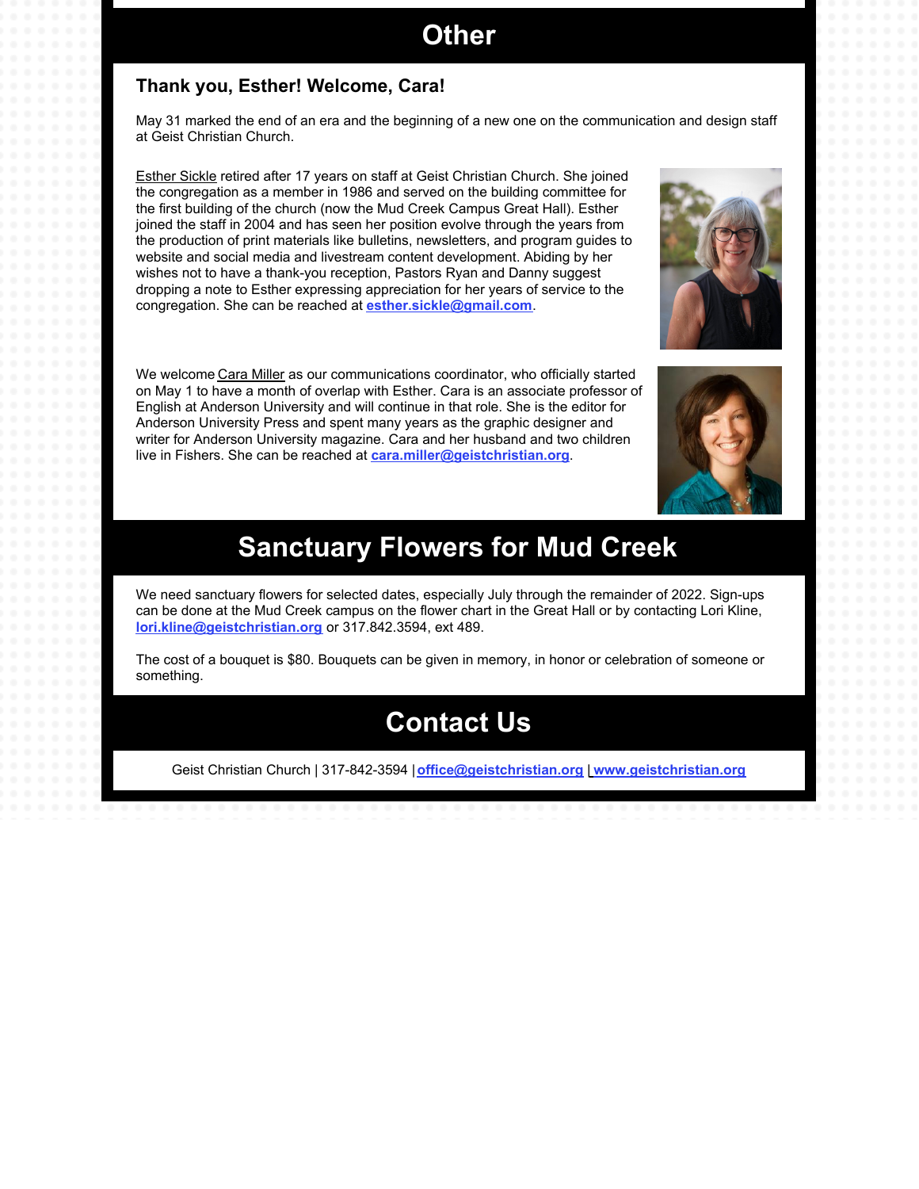# Other

### Thank you, Esther! Welcome, Cara!

May 31 marked the end of an era and the beginning of a new one on the communication and design staff at Geist Christian Church.

Esther Sickle retired after 17 years on staff at Geist Christian Church. She joined the congregation as a member in 1986 and served on the building committee for the first building of the church (now the Mud Creek Campus Great Hall). Esther joined the staff in 2004 and has seen her position evolve through the years from the production of print materials like bulletins, newsletters, and program guides to website and social media and livestream content development. Abiding by her wishes not to have a thank-you reception, Pastors Ryan and Danny suggest dropping a note to Esther expressing appreciation for her years of service to the congregation. She can be reached at **esther.sickle@gmail.com**.

We welcome Cara Miller as our communications coordinator, who officially started on May 1 to have a month of overlap with Esther. Cara is an associate professor of English at Anderson University and will continue in that role. She is the editor for Anderson University Press and spent many years as the graphic designer and writer for Anderson University magazine. Cara and her husband and two children live in Fishers. She can be reached at **cara.miller@geistchristian.org**.

# Sanctuary Flowers for Mud Creek

We need sanctuary flowers for selected dates, especially July through the remainder of 2022. Sign-ups can be done at the Mud Creek campus on the flower chart in the Great Hall or by contacting Lori Kline, **lori.kline@geistchristian.org** or 317.842.3594, ext 489.

The cost of a bouquet is $80. Bouquets can be given in memory, in honor or celebration of someone or something.

# Contact Us

Geist Christian Church | 317-842-3594 | **office@geistchristian.org** | **www.geistchristian.org**